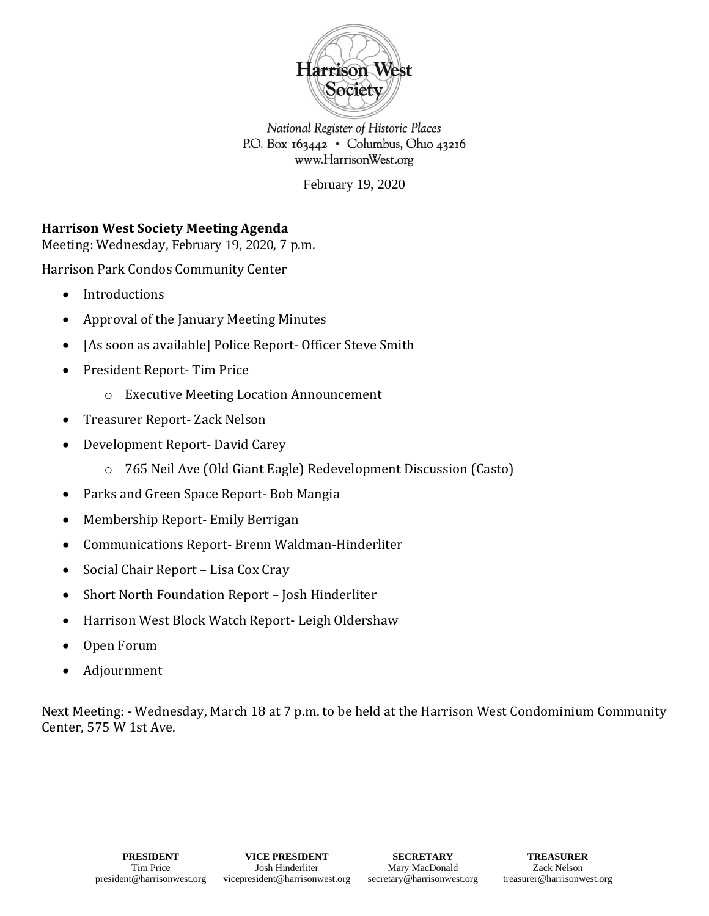Harrison West Society

*National Register of Historic Places*
*P.O. Box 163442 • Columbus, Ohio 43216*
*www.HarrisonWest.org*

February 19, 2020

**Harrison West Society Meeting Agenda**

Meeting: Wednesday, February 19, 2020, 7 p.m.

Harrison Park Condos Community Center

- Introductions
- Approval of the January Meeting Minutes
- [As soon as available] Police Report- Officer Steve Smith
- President Report- Tim Price
  - Executive Meeting Location Announcement
- Treasurer Report- Zack Nelson
- Development Report- David Carey
  - 765 Neil Ave (Old Giant Eagle) Redevelopment Discussion (Casto)
- Parks and Green Space Report- Bob Mangia
- Membership Report- Emily Berrigan
- Communications Report- Brenn Waldman-Hinderliter
- Social Chair Report – Lisa Cox Cray
- Short North Foundation Report – Josh Hinderliter
- Harrison West Block Watch Report- Leigh Oldershaw
- Open Forum
- Adjournment

Next Meeting: - Wednesday, March 18 at 7 p.m. to be held at the Harrison West Condominium Community Center, 575 W 1st Ave.

**PRESIDENT**
Tim Price
president@harrisonwest.org

**VICE PRESIDENT**
Josh Hinderliter
vicepresident@harrisonwest.org

**SECRETARY**
Mary MacDonald
secretary@harrisonwest.org

**TREASURER**
Zack Nelson
treasurer@harrisonwest.org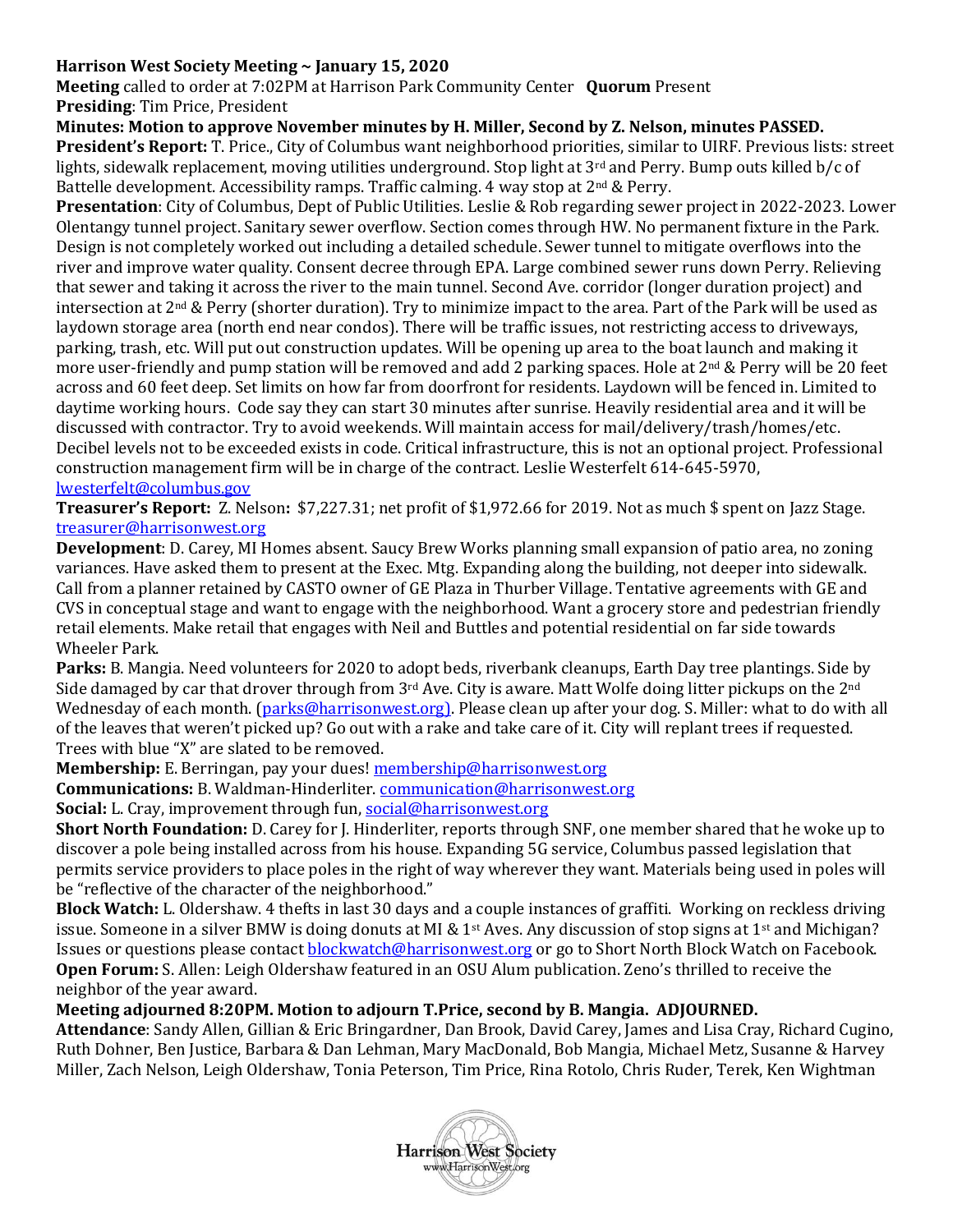**Harrison West Society Meeting ~ January 15, 2020**

**Meeting** called to order at 7:02PM at Harrison Park Community Center **Quorum** Present

**Presiding**: Tim Price, President

**Minutes: Motion to approve November minutes by H. Miller, Second by Z. Nelson, minutes PASSED.**

**President's Report:** T. Price., City of Columbus want neighborhood priorities, similar to UIRF. Previous lists: street lights, sidewalk replacement, moving utilities underground. Stop light at 3rd and Perry. Bump outs killed b/c of Battelle development. Accessibility ramps. Traffic calming. 4 way stop at 2nd & Perry.

**Presentation**: City of Columbus, Dept of Public Utilities. Leslie & Rob regarding sewer project in 2022-2023. Lower Olentangy tunnel project. Sanitary sewer overflow. Section comes through HW. No permanent fixture in the Park. Design is not completely worked out including a detailed schedule. Sewer tunnel to mitigate overflows into the river and improve water quality. Consent decree through EPA. Large combined sewer runs down Perry. Relieving that sewer and taking it across the river to the main tunnel. Second Ave. corridor (longer duration project) and intersection at 2nd & Perry (shorter duration). Try to minimize impact to the area. Part of the Park will be used as laydown storage area (north end near condos). There will be traffic issues, not restricting access to driveways, parking, trash, etc. Will put out construction updates. Will be opening up area to the boat launch and making it more user-friendly and pump station will be removed and add 2 parking spaces. Hole at 2nd & Perry will be 20 feet across and 60 feet deep. Set limits on how far from doorfront for residents. Laydown will be fenced in. Limited to daytime working hours. Code say they can start 30 minutes after sunrise. Heavily residential area and it will be discussed with contractor. Try to avoid weekends. Will maintain access for mail/delivery/trash/homes/etc. Decibel levels not to be exceeded exists in code. Critical infrastructure, this is not an optional project. Professional construction management firm will be in charge of the contract. Leslie Westerfelt 614-645-5970, lwesterfelt@columbus.gov

**Treasurer's Report:** Z. Nelson**:** $7,227.31; net profit of $1,972.66 for 2019. Not as much $ spent on Jazz Stage. treasurer@harrisonwest.org

**Development**: D. Carey, MI Homes absent. Saucy Brew Works planning small expansion of patio area, no zoning variances. Have asked them to present at the Exec. Mtg. Expanding along the building, not deeper into sidewalk. Call from a planner retained by CASTO owner of GE Plaza in Thurber Village. Tentative agreements with GE and CVS in conceptual stage and want to engage with the neighborhood. Want a grocery store and pedestrian friendly retail elements. Make retail that engages with Neil and Buttles and potential residential on far side towards Wheeler Park.

**Parks:** B. Mangia. Need volunteers for 2020 to adopt beds, riverbank cleanups, Earth Day tree plantings. Side by Side damaged by car that drover through from 3rd Ave. City is aware. Matt Wolfe doing litter pickups on the 2nd Wednesday of each month. (parks@harrisonwest.org). Please clean up after your dog. S. Miller: what to do with all of the leaves that weren't picked up? Go out with a rake and take care of it. City will replant trees if requested. Trees with blue "X" are slated to be removed.

**Membership:** E. Berringan, pay your dues! membership@harrisonwest.org

**Communications:** B. Waldman-Hinderliter. communication@harrisonwest.org

**Social:** L. Cray, improvement through fun, social@harrisonwest.org

**Short North Foundation:** D. Carey for J. Hinderliter, reports through SNF, one member shared that he woke up to discover a pole being installed across from his house. Expanding 5G service, Columbus passed legislation that permits service providers to place poles in the right of way wherever they want. Materials being used in poles will be "reflective of the character of the neighborhood."

**Block Watch:** L. Oldershaw. 4 thefts in last 30 days and a couple instances of graffiti. Working on reckless driving issue. Someone in a silver BMW is doing donuts at MI & 1st Aves. Any discussion of stop signs at 1st and Michigan? Issues or questions please contact blockwatch@harrisonwest.org or go to Short North Block Watch on Facebook.

**Open Forum:** S. Allen: Leigh Oldershaw featured in an OSU Alum publication. Zeno's thrilled to receive the neighbor of the year award.

**Meeting adjourned 8:20PM. Motion to adjourn T.Price, second by B. Mangia. ADJOURNED.**

**Attendance**: Sandy Allen, Gillian & Eric Bringardner, Dan Brook, David Carey, James and Lisa Cray, Richard Cugino, Ruth Dohner, Ben Justice, Barbara & Dan Lehman, Mary MacDonald, Bob Mangia, Michael Metz, Susanne & Harvey Miller, Zach Nelson, Leigh Oldershaw, Tonia Peterson, Tim Price, Rina Rotolo, Chris Ruder, Terek, Ken Wightman

Harrison West Society
www.HarrisonWest.org